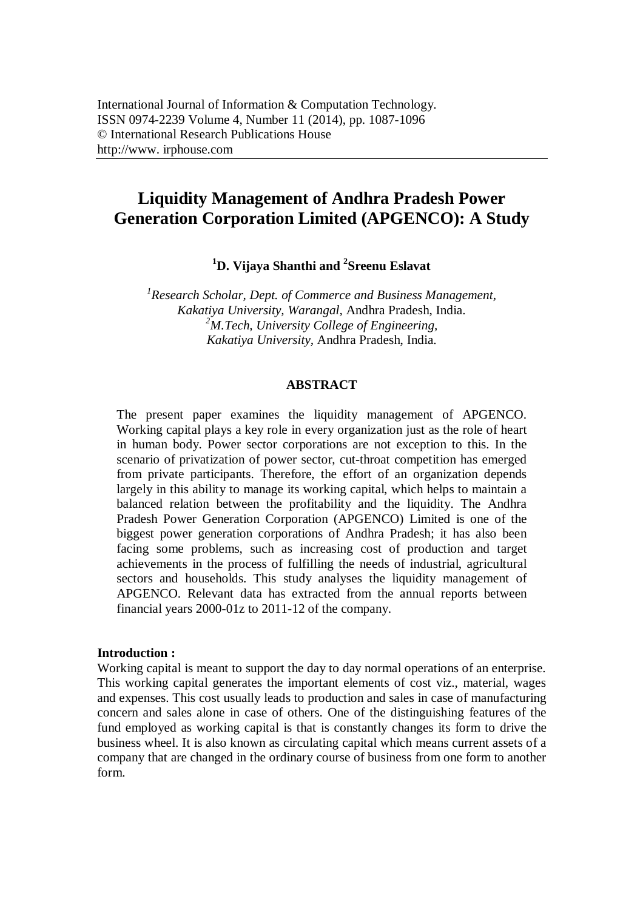International Journal of Information & Computation Technology.
ISSN 0974-2239 Volume 4, Number 11 (2014), pp. 1087-1096
© International Research Publications House
http://www. irphouse.com

# Liquidity Management of Andhra Pradesh Power Generation Corporation Limited (APGENCO): A Study

**[1]D. Vijaya Shanthi and [2]Sreenu Eslavat**

[1]*Research Scholar, Dept. of Commerce and Business Management, Kakatiya University, Warangal,* Andhra Pradesh, India.
[2]*M.Tech, University College of Engineering, Kakatiya University,* Andhra Pradesh, India.

## ABSTRACT

The present paper examines the liquidity management of APGENCO. Working capital plays a key role in every organization just as the role of heart in human body. Power sector corporations are not exception to this. In the scenario of privatization of power sector, cut-throat competition has emerged from private participants. Therefore, the effort of an organization depends largely in this ability to manage its working capital, which helps to maintain a balanced relation between the profitability and the liquidity. The Andhra Pradesh Power Generation Corporation (APGENCO) Limited is one of the biggest power generation corporations of Andhra Pradesh; it has also been facing some problems, such as increasing cost of production and target achievements in the process of fulfilling the needs of industrial, agricultural sectors and households. This study analyses the liquidity management of APGENCO. Relevant data has extracted from the annual reports between financial years 2000-01z to 2011-12 of the company.

**Introduction :**

Working capital is meant to support the day to day normal operations of an enterprise. This working capital generates the important elements of cost viz., material, wages and expenses. This cost usually leads to production and sales in case of manufacturing concern and sales alone in case of others. One of the distinguishing features of the fund employed as working capital is that is constantly changes its form to drive the business wheel. It is also known as circulating capital which means current assets of a company that are changed in the ordinary course of business from one form to another form.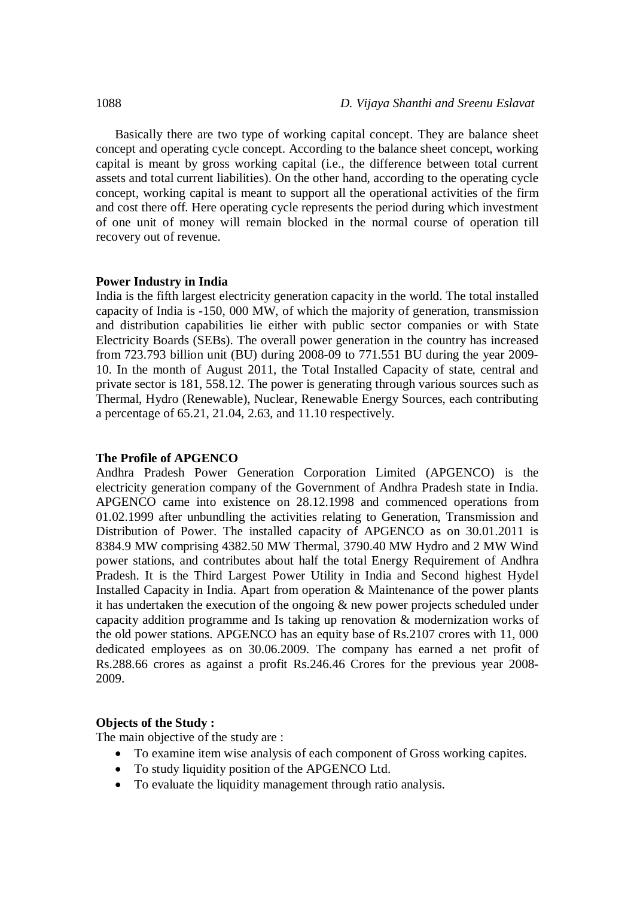Basically there are two type of working capital concept. They are balance sheet concept and operating cycle concept. According to the balance sheet concept, working capital is meant by gross working capital (i.e., the difference between total current assets and total current liabilities). On the other hand, according to the operating cycle concept, working capital is meant to support all the operational activities of the firm and cost there off. Here operating cycle represents the period during which investment of one unit of money will remain blocked in the normal course of operation till recovery out of revenue.

**Power Industry in India**

India is the fifth largest electricity generation capacity in the world. The total installed capacity of India is -150, 000 MW, of which the majority of generation, transmission and distribution capabilities lie either with public sector companies or with State Electricity Boards (SEBs). The overall power generation in the country has increased from 723.793 billion unit (BU) during 2008-09 to 771.551 BU during the year 2009-10. In the month of August 2011, the Total Installed Capacity of state, central and private sector is 181, 558.12. The power is generating through various sources such as Thermal, Hydro (Renewable), Nuclear, Renewable Energy Sources, each contributing a percentage of 65.21, 21.04, 2.63, and 11.10 respectively.

**The Profile of APGENCO**

Andhra Pradesh Power Generation Corporation Limited (APGENCO) is the electricity generation company of the Government of Andhra Pradesh state in India. APGENCO came into existence on 28.12.1998 and commenced operations from 01.02.1999 after unbundling the activities relating to Generation, Transmission and Distribution of Power. The installed capacity of APGENCO as on 30.01.2011 is 8384.9 MW comprising 4382.50 MW Thermal, 3790.40 MW Hydro and 2 MW Wind power stations, and contributes about half the total Energy Requirement of Andhra Pradesh. It is the Third Largest Power Utility in India and Second highest Hydel Installed Capacity in India. Apart from operation & Maintenance of the power plants it has undertaken the execution of the ongoing & new power projects scheduled under capacity addition programme and Is taking up renovation & modernization works of the old power stations. APGENCO has an equity base of Rs.2107 crores with 11, 000 dedicated employees as on 30.06.2009. The company has earned a net profit of Rs.288.66 crores as against a profit Rs.246.46 Crores for the previous year 2008-2009.

**Objects of the Study :**

The main objective of the study are :

- To examine item wise analysis of each component of Gross working capites.
- To study liquidity position of the APGENCO Ltd.
- To evaluate the liquidity management through ratio analysis.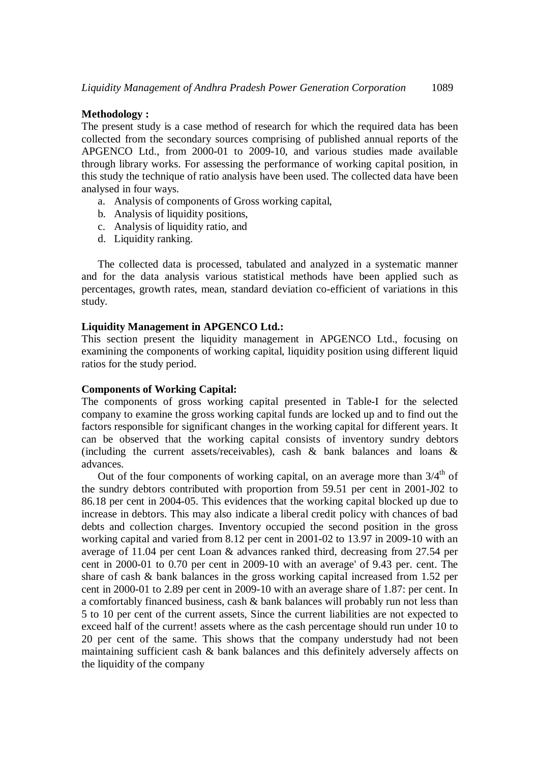**Methodology :**
The present study is a case method of research for which the required data has been collected from the secondary sources comprising of published annual reports of the APGENCO Ltd., from 2000-01 to 2009-10, and various studies made available through library works. For assessing the performance of working capital position, in this study the technique of ratio analysis have been used. The collected data have been analysed in four ways.

a. Analysis of components of Gross working capital,
b. Analysis of liquidity positions,
c. Analysis of liquidity ratio, and
d. Liquidity ranking.

The collected data is processed, tabulated and analyzed in a systematic manner and for the data analysis various statistical methods have been applied such as percentages, growth rates, mean, standard deviation co-efficient of variations in this study.

**Liquidity Management in APGENCO Ltd.:**
This section present the liquidity management in APGENCO Ltd., focusing on examining the components of working capital, liquidity position using different liquid ratios for the study period.

**Components of Working Capital:**
The components of gross working capital presented in Table-I for the selected company to examine the gross working capital funds are locked up and to find out the factors responsible for significant changes in the working capital for different years. It can be observed that the working capital consists of inventory sundry debtors (including the current assets/receivables), cash & bank balances and loans & advances.

Out of the four components of working capital, on an average more than 3/4$^{th}$ of the sundry debtors contributed with proportion from 59.51 per cent in 2001-J02 to 86.18 per cent in 2004-05. This evidences that the working capital blocked up due to increase in debtors. This may also indicate a liberal credit policy with chances of bad debts and collection charges. Inventory occupied the second position in the gross working capital and varied from 8.12 per cent in 2001-02 to 13.97 in 2009-10 with an average of 11.04 per cent Loan & advances ranked third, decreasing from 27.54 per cent in 2000-01 to 0.70 per cent in 2009-10 with an average' of 9.43 per. cent. The share of cash & bank balances in the gross working capital increased from 1.52 per cent in 2000-01 to 2.89 per cent in 2009-10 with an average share of 1.87: per cent. In a comfortably financed business, cash & bank balances will probably run not less than 5 to 10 per cent of the current assets, Since the current liabilities are not expected to exceed half of the current! assets where as the cash percentage should run under 10 to 20 per cent of the same. This shows that the company understudy had not been maintaining sufficient cash & bank balances and this definitely adversely affects on the liquidity of the company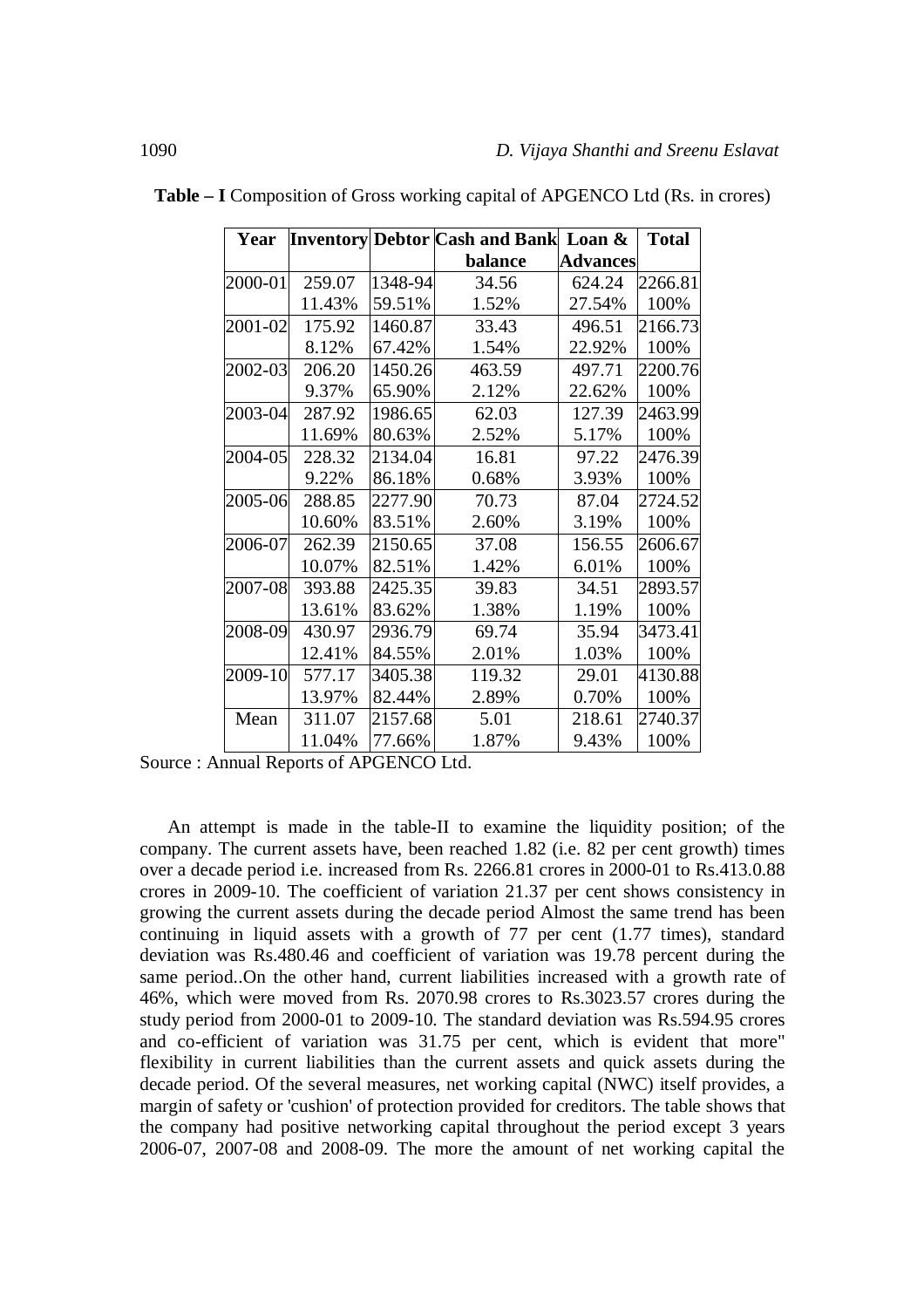**Table – I** Composition of Gross working capital of APGENCO Ltd (Rs. in crores)

| Year | Inventory | Debtor | Cash and Bank balance | Loan & Advances | Total |
|---|---|---|---|---|---|
| 2000-01 | 259.07 | 1348-94 | 34.56 | 624.24 | 2266.81 |
| | 11.43% | 59.51% | 1.52% | 27.54% | 100% |
| 2001-02 | 175.92 | 1460.87 | 33.43 | 496.51 | 2166.73 |
| | 8.12% | 67.42% | 1.54% | 22.92% | 100% |
| 2002-03 | 206.20 | 1450.26 | 463.59 | 497.71 | 2200.76 |
| | 9.37% | 65.90% | 2.12% | 22.62% | 100% |
| 2003-04 | 287.92 | 1986.65 | 62.03 | 127.39 | 2463.99 |
| | 11.69% | 80.63% | 2.52% | 5.17% | 100% |
| 2004-05 | 228.32 | 2134.04 | 16.81 | 97.22 | 2476.39 |
| | 9.22% | 86.18% | 0.68% | 3.93% | 100% |
| 2005-06 | 288.85 | 2277.90 | 70.73 | 87.04 | 2724.52 |
| | 10.60% | 83.51% | 2.60% | 3.19% | 100% |
| 2006-07 | 262.39 | 2150.65 | 37.08 | 156.55 | 2606.67 |
| | 10.07% | 82.51% | 1.42% | 6.01% | 100% |
| 2007-08 | 393.88 | 2425.35 | 39.83 | 34.51 | 2893.57 |
| | 13.61% | 83.62% | 1.38% | 1.19% | 100% |
| 2008-09 | 430.97 | 2936.79 | 69.74 | 35.94 | 3473.41 |
| | 12.41% | 84.55% | 2.01% | 1.03% | 100% |
| 2009-10 | 577.17 | 3405.38 | 119.32 | 29.01 | 4130.88 |
| | 13.97% | 82.44% | 2.89% | 0.70% | 100% |
| Mean | 311.07 | 2157.68 | 5.01 | 218.61 | 2740.37 |
| | 11.04% | 77.66% | 1.87% | 9.43% | 100% |

Source : Annual Reports of APGENCO Ltd.

An attempt is made in the table-II to examine the liquidity position; of the company. The current assets have, been reached 1.82 (i.e. 82 per cent growth) times over a decade period i.e. increased from Rs. 2266.81 crores in 2000-01 to Rs.413.0.88 crores in 2009-10. The coefficient of variation 21.37 per cent shows consistency in growing the current assets during the decade period Almost the same trend has been continuing in liquid assets with a growth of 77 per cent (1.77 times), standard deviation was Rs.480.46 and coefficient of variation was 19.78 percent during the same period..On the other hand, current liabilities increased with a growth rate of 46%, which were moved from Rs. 2070.98 crores to Rs.3023.57 crores during the study period from 2000-01 to 2009-10. The standard deviation was Rs.594.95 crores and co-efficient of variation was 31.75 per cent, which is evident that more" flexibility in current liabilities than the current assets and quick assets during the decade period. Of the several measures, net working capital (NWC) itself provides, a margin of safety or 'cushion' of protection provided for creditors. The table shows that the company had positive networking capital throughout the period except 3 years 2006-07, 2007-08 and 2008-09. The more the amount of net working capital the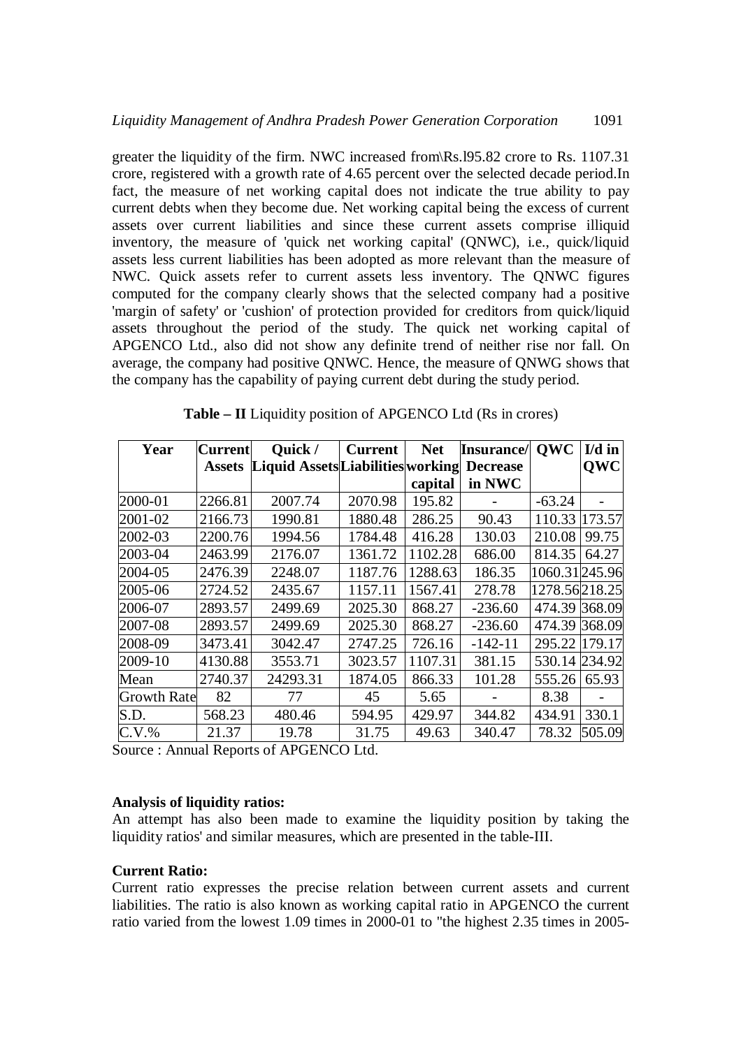greater the liquidity of the firm. NWC increased from\Rs.l95.82 crore to Rs. 1107.31 crore, registered with a growth rate of 4.65 percent over the selected decade period.In fact, the measure of net working capital does not indicate the true ability to pay current debts when they become due. Net working capital being the excess of current assets over current liabilities and since these current assets comprise illiquid inventory, the measure of 'quick net working capital' (QNWC), i.e., quick/liquid assets less current liabilities has been adopted as more relevant than the measure of NWC. Quick assets refer to current assets less inventory. The QNWC figures computed for the company clearly shows that the selected company had a positive 'margin of safety' or 'cushion' of protection provided for creditors from quick/liquid assets throughout the period of the study. The quick net working capital of APGENCO Ltd., also did not show any definite trend of neither rise nor fall. On average, the company had positive QNWC. Hence, the measure of QNWG shows that the company has the capability of paying current debt during the study period.

**Table – II** Liquidity position of APGENCO Ltd (Rs in crores)

| Year | Current Assets | Quick / Liquid Assets | Current Liabilities | Net working capital | Insurance/ Decrease in NWC | QWC | I/d in QWC |
|---|---|---|---|---|---|---|---|
| 2000-01 | 2266.81 | 2007.74 | 2070.98 | 195.82 | - | -63.24 | - |
| 2001-02 | 2166.73 | 1990.81 | 1880.48 | 286.25 | 90.43 | 110.33 | 173.57 |
| 2002-03 | 2200.76 | 1994.56 | 1784.48 | 416.28 | 130.03 | 210.08 | 99.75 |
| 2003-04 | 2463.99 | 2176.07 | 1361.72 | 1102.28 | 686.00 | 814.35 | 64.27 |
| 2004-05 | 2476.39 | 2248.07 | 1187.76 | 1288.63 | 186.35 | 1060.31 | 245.96 |
| 2005-06 | 2724.52 | 2435.67 | 1157.11 | 1567.41 | 278.78 | 1278.56 | 218.25 |
| 2006-07 | 2893.57 | 2499.69 | 2025.30 | 868.27 | -236.60 | 474.39 | 368.09 |
| 2007-08 | 2893.57 | 2499.69 | 2025.30 | 868.27 | -236.60 | 474.39 | 368.09 |
| 2008-09 | 3473.41 | 3042.47 | 2747.25 | 726.16 | -142-11 | 295.22 | 179.17 |
| 2009-10 | 4130.88 | 3553.71 | 3023.57 | 1107.31 | 381.15 | 530.14 | 234.92 |
| Mean | 2740.37 | 24293.31 | 1874.05 | 866.33 | 101.28 | 555.26 | 65.93 |
| Growth Rate | 82 | 77 | 45 | 5.65 | - | 8.38 | - |
| S.D. | 568.23 | 480.46 | 594.95 | 429.97 | 344.82 | 434.91 | 330.1 |
| C.V.% | 21.37 | 19.78 | 31.75 | 49.63 | 340.47 | 78.32 | 505.09 |

Source : Annual Reports of APGENCO Ltd.

**Analysis of liquidity ratios:**

An attempt has also been made to examine the liquidity position by taking the liquidity ratios' and similar measures, which are presented in the table-III.

**Current Ratio:**

Current ratio expresses the precise relation between current assets and current liabilities. The ratio is also known as working capital ratio in APGENCO the current ratio varied from the lowest 1.09 times in 2000-01 to "the highest 2.35 times in 2005-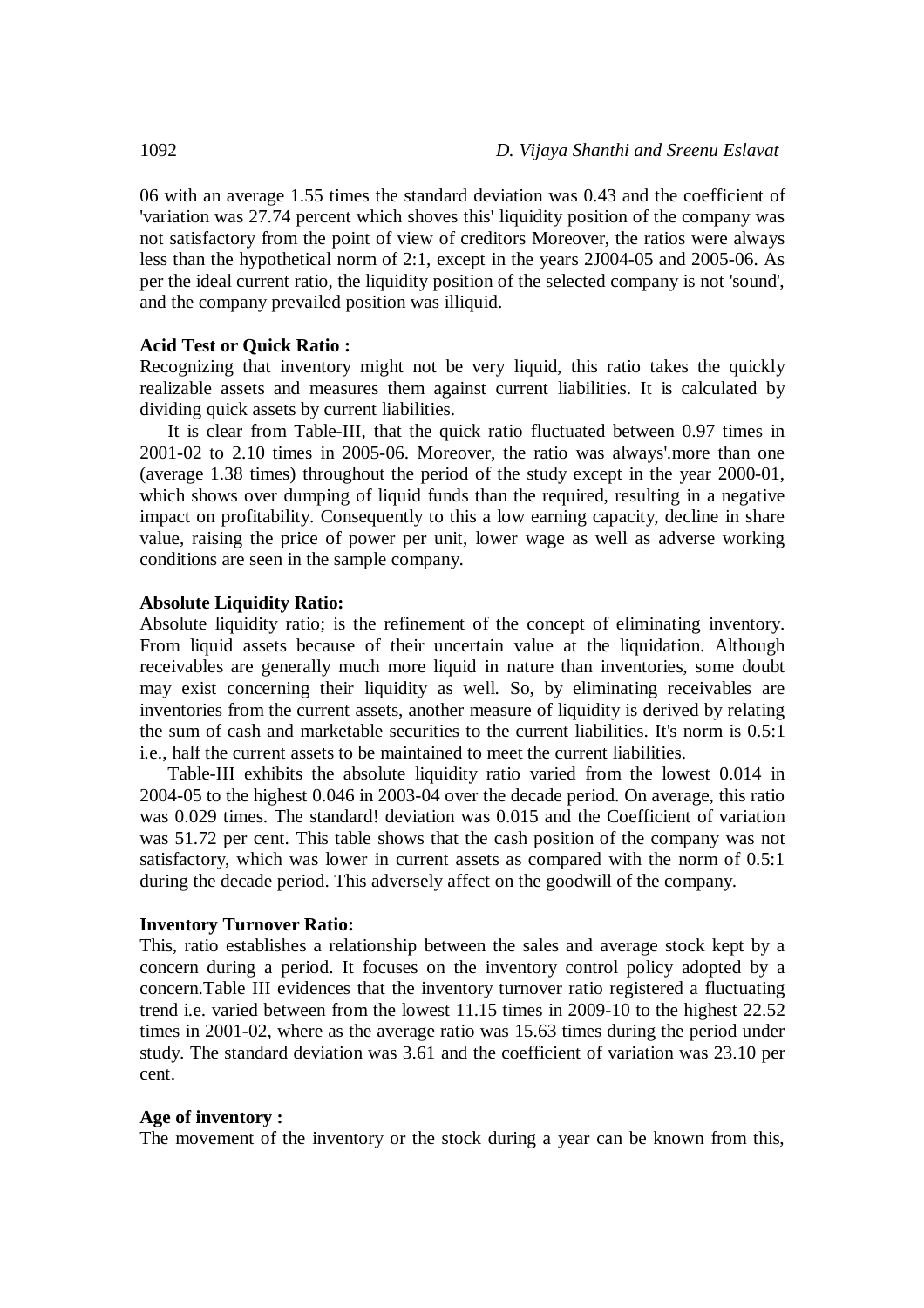06 with an average 1.55 times the standard deviation was 0.43 and the coefficient of 'variation was 27.74 percent which shoves this' liquidity position of the company was not satisfactory from the point of view of creditors Moreover, the ratios were always less than the hypothetical norm of 2:1, except in the years 2J004-05 and 2005-06. As per the ideal current ratio, the liquidity position of the selected company is not 'sound', and the company prevailed position was illiquid.

**Acid Test or Quick Ratio :**

Recognizing that inventory might not be very liquid, this ratio takes the quickly realizable assets and measures them against current liabilities. It is calculated by dividing quick assets by current liabilities.

It is clear from Table-III, that the quick ratio fluctuated between 0.97 times in 2001-02 to 2.10 times in 2005-06. Moreover, the ratio was always'.more than one (average 1.38 times) throughout the period of the study except in the year 2000-01, which shows over dumping of liquid funds than the required, resulting in a negative impact on profitability. Consequently to this a low earning capacity, decline in share value, raising the price of power per unit, lower wage as well as adverse working conditions are seen in the sample company.

**Absolute Liquidity Ratio:**

Absolute liquidity ratio; is the refinement of the concept of eliminating inventory. From liquid assets because of their uncertain value at the liquidation. Although receivables are generally much more liquid in nature than inventories, some doubt may exist concerning their liquidity as well. So, by eliminating receivables are inventories from the current assets, another measure of liquidity is derived by relating the sum of cash and marketable securities to the current liabilities. It's norm is 0.5:1 i.e., half the current assets to be maintained to meet the current liabilities.

Table-III exhibits the absolute liquidity ratio varied from the lowest 0.014 in 2004-05 to the highest 0.046 in 2003-04 over the decade period. On average, this ratio was 0.029 times. The standard! deviation was 0.015 and the Coefficient of variation was 51.72 per cent. This table shows that the cash position of the company was not satisfactory, which was lower in current assets as compared with the norm of 0.5:1 during the decade period. This adversely affect on the goodwill of the company.

**Inventory Turnover Ratio:**

This, ratio establishes a relationship between the sales and average stock kept by a concern during a period. It focuses on the inventory control policy adopted by a concern.Table III evidences that the inventory turnover ratio registered a fluctuating trend i.e. varied between from the lowest 11.15 times in 2009-10 to the highest 22.52 times in 2001-02, where as the average ratio was 15.63 times during the period under study. The standard deviation was 3.61 and the coefficient of variation was 23.10 per cent.

**Age of inventory :**

The movement of the inventory or the stock during a year can be known from this,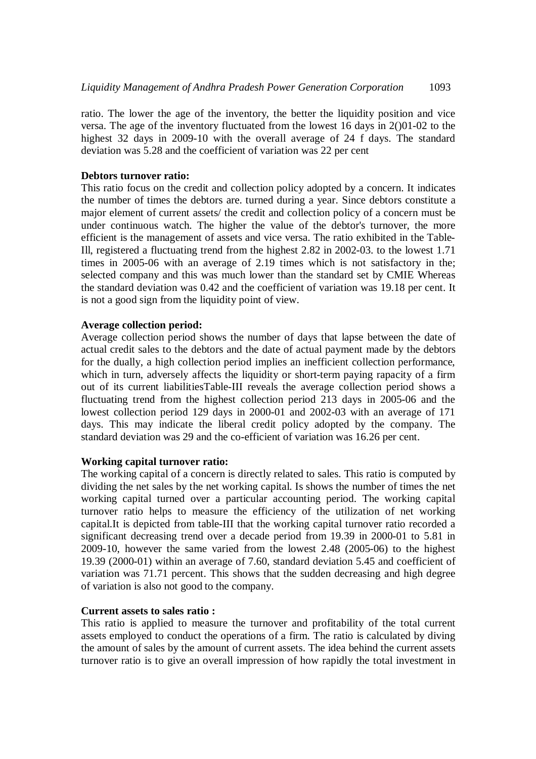ratio. The lower the age of the inventory, the better the liquidity position and vice versa. The age of the inventory fluctuated from the lowest 16 days in 2()01-02 to the highest 32 days in 2009-10 with the overall average of 24 f days. The standard deviation was 5.28 and the coefficient of variation was 22 per cent

**Debtors turnover ratio:**

This ratio focus on the credit and collection policy adopted by a concern. It indicates the number of times the debtors are. turned during a year. Since debtors constitute a major element of current assets/ the credit and collection policy of a concern must be under continuous watch. The higher the value of the debtor's turnover, the more efficient is the management of assets and vice versa. The ratio exhibited in the Table-Ill, registered a fluctuating trend from the highest 2.82 in 2002-03. to the lowest 1.71 times in 2005-06 with an average of 2.19 times which is not satisfactory in the; selected company and this was much lower than the standard set by CMIE Whereas the standard deviation was 0.42 and the coefficient of variation was 19.18 per cent. It is not a good sign from the liquidity point of view.

**Average collection period:**

Average collection period shows the number of days that lapse between the date of actual credit sales to the debtors and the date of actual payment made by the debtors for the dually, a high collection period implies an inefficient collection performance, which in turn, adversely affects the liquidity or short-term paying rapacity of a firm out of its current liabilitiesTable-III reveals the average collection period shows a fluctuating trend from the highest collection period 213 days in 2005-06 and the lowest collection period 129 days in 2000-01 and 2002-03 with an average of 171 days. This may indicate the liberal credit policy adopted by the company. The standard deviation was 29 and the co-efficient of variation was 16.26 per cent.

**Working capital turnover ratio:**

The working capital of a concern is directly related to sales. This ratio is computed by dividing the net sales by the net working capital. Is shows the number of times the net working capital turned over a particular accounting period. The working capital turnover ratio helps to measure the efficiency of the utilization of net working capital.It is depicted from table-III that the working capital turnover ratio recorded a significant decreasing trend over a decade period from 19.39 in 2000-01 to 5.81 in 2009-10, however the same varied from the lowest 2.48 (2005-06) to the highest 19.39 (2000-01) within an average of 7.60, standard deviation 5.45 and coefficient of variation was 71.71 percent. This shows that the sudden decreasing and high degree of variation is also not good to the company.

**Current assets to sales ratio :**

This ratio is applied to measure the turnover and profitability of the total current assets employed to conduct the operations of a firm. The ratio is calculated by diving the amount of sales by the amount of current assets. The idea behind the current assets turnover ratio is to give an overall impression of how rapidly the total investment in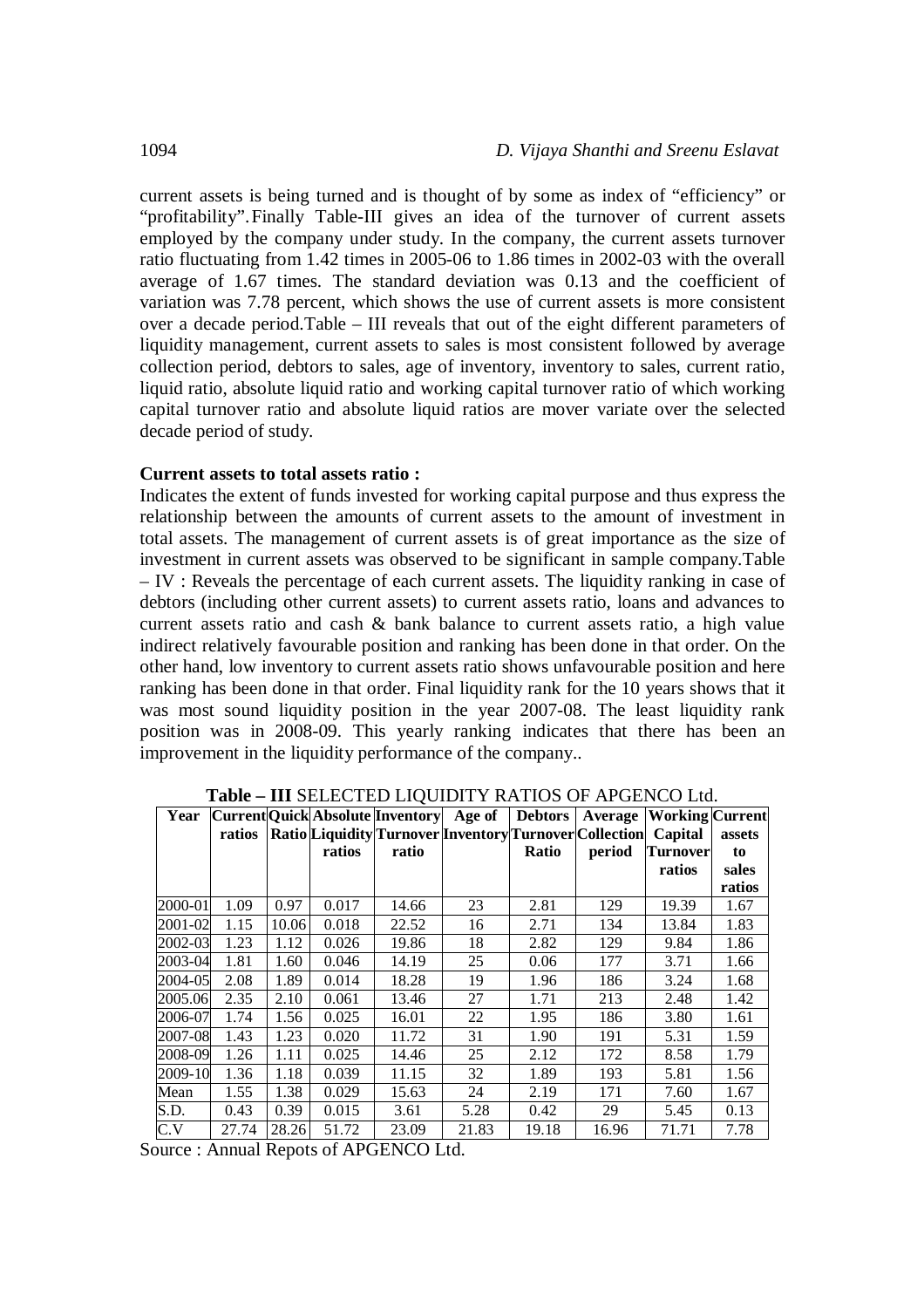current assets is being turned and is thought of by some as index of "efficiency" or "profitability". Finally Table-III gives an idea of the turnover of current assets employed by the company under study. In the company, the current assets turnover ratio fluctuating from 1.42 times in 2005-06 to 1.86 times in 2002-03 with the overall average of 1.67 times. The standard deviation was 0.13 and the coefficient of variation was 7.78 percent, which shows the use of current assets is more consistent over a decade period. Table – III reveals that out of the eight different parameters of liquidity management, current assets to sales is most consistent followed by average collection period, debtors to sales, age of inventory, inventory to sales, current ratio, liquid ratio, absolute liquid ratio and working capital turnover ratio of which working capital turnover ratio and absolute liquid ratios are mover variate over the selected decade period of study.

**Current assets to total assets ratio :**

Indicates the extent of funds invested for working capital purpose and thus express the relationship between the amounts of current assets to the amount of investment in total assets. The management of current assets is of great importance as the size of investment in current assets was observed to be significant in sample company. Table – IV : Reveals the percentage of each current assets. The liquidity ranking in case of debtors (including other current assets) to current assets ratio, loans and advances to current assets ratio and cash & bank balance to current assets ratio, a high value indirect relatively favourable position and ranking has been done in that order. On the other hand, low inventory to current assets ratio shows unfavourable position and here ranking has been done in that order. Final liquidity rank for the 10 years shows that it was most sound liquidity position in the year 2007-08. The least liquidity rank position was in 2008-09. This yearly ranking indicates that there has been an improvement in the liquidity performance of the company..

**Table – III** SELECTED LIQUIDITY RATIOS OF APGENCO Ltd.

| Year | Current ratios | Quick Ratio | Absolute Liquidity ratios | Inventory Turnover ratio | Age of Inventory | Debtors Turnover Ratio | Average Collection period | Working Capital Turnover ratios | Current assets to sales ratios |
|---|---|---|---|---|---|---|---|---|---|
| 2000-01 | 1.09 | 0.97 | 0.017 | 14.66 | 23 | 2.81 | 129 | 19.39 | 1.67 |
| 2001-02 | 1.15 | 10.06 | 0.018 | 22.52 | 16 | 2.71 | 134 | 13.84 | 1.83 |
| 2002-03 | 1.23 | 1.12 | 0.026 | 19.86 | 18 | 2.82 | 129 | 9.84 | 1.86 |
| 2003-04 | 1.81 | 1.60 | 0.046 | 14.19 | 25 | 0.06 | 177 | 3.71 | 1.66 |
| 2004-05 | 2.08 | 1.89 | 0.014 | 18.28 | 19 | 1.96 | 186 | 3.24 | 1.68 |
| 2005.06 | 2.35 | 2.10 | 0.061 | 13.46 | 27 | 1.71 | 213 | 2.48 | 1.42 |
| 2006-07 | 1.74 | 1.56 | 0.025 | 16.01 | 22 | 1.95 | 186 | 3.80 | 1.61 |
| 2007-08 | 1.43 | 1.23 | 0.020 | 11.72 | 31 | 1.90 | 191 | 5.31 | 1.59 |
| 2008-09 | 1.26 | 1.11 | 0.025 | 14.46 | 25 | 2.12 | 172 | 8.58 | 1.79 |
| 2009-10 | 1.36 | 1.18 | 0.039 | 11.15 | 32 | 1.89 | 193 | 5.81 | 1.56 |
| Mean | 1.55 | 1.38 | 0.029 | 15.63 | 24 | 2.19 | 171 | 7.60 | 1.67 |
| S.D. | 0.43 | 0.39 | 0.015 | 3.61 | 5.28 | 0.42 | 29 | 5.45 | 0.13 |
| C.V | 27.74 | 28.26 | 51.72 | 23.09 | 21.83 | 19.18 | 16.96 | 71.71 | 7.78 |

Source : Annual Repots of APGENCO Ltd.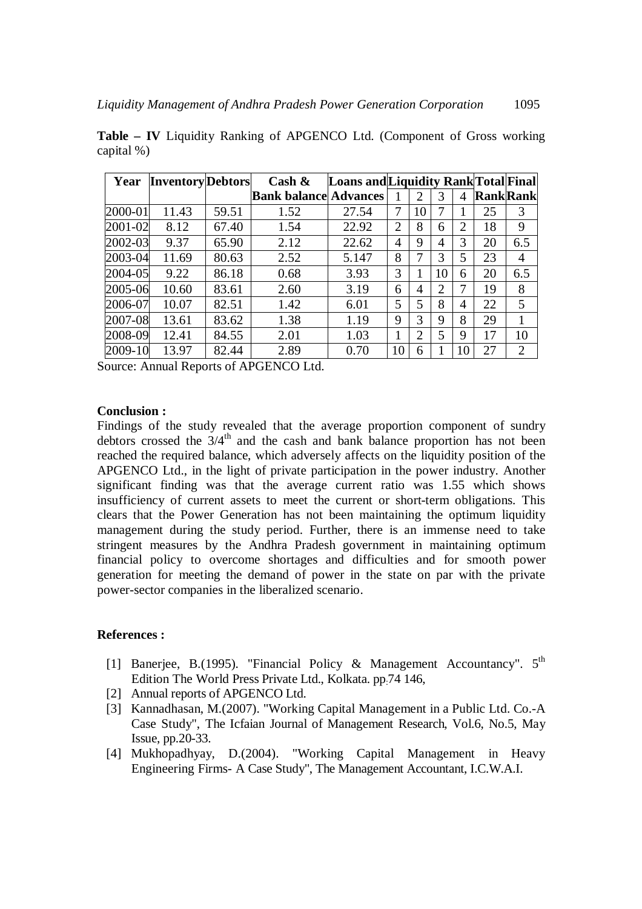**Table – IV** Liquidity Ranking of APGENCO Ltd. (Component of Gross working capital %)

| Year | Inventory | Debtors | Cash & Bank balance | Loans and Advances | Liquidity Rank | | | | Total Rank | Final Rank |
|---|---|---|---|---|---|---|---|---|---|---|
| | | | | | 1 | 2 | 3 | 4 | | |
| 2000-01 | 11.43 | 59.51 | 1.52 | 27.54 | 7 | 10 | 7 | 1 | 25 | 3 |
| 2001-02 | 8.12 | 67.40 | 1.54 | 22.92 | 2 | 8 | 6 | 2 | 18 | 9 |
| 2002-03 | 9.37 | 65.90 | 2.12 | 22.62 | 4 | 9 | 4 | 3 | 20 | 6.5 |
| 2003-04 | 11.69 | 80.63 | 2.52 | 5.147 | 8 | 7 | 3 | 5 | 23 | 4 |
| 2004-05 | 9.22 | 86.18 | 0.68 | 3.93 | 3 | 1 | 10 | 6 | 20 | 6.5 |
| 2005-06 | 10.60 | 83.61 | 2.60 | 3.19 | 6 | 4 | 2 | 7 | 19 | 8 |
| 2006-07 | 10.07 | 82.51 | 1.42 | 6.01 | 5 | 5 | 8 | 4 | 22 | 5 |
| 2007-08 | 13.61 | 83.62 | 1.38 | 1.19 | 9 | 3 | 9 | 8 | 29 | 1 |
| 2008-09 | 12.41 | 84.55 | 2.01 | 1.03 | 1 | 2 | 5 | 9 | 17 | 10 |
| 2009-10 | 13.97 | 82.44 | 2.89 | 0.70 | 10 | 6 | 1 | 10 | 27 | 2 |

Source: Annual Reports of APGENCO Ltd.

**Conclusion :**

Findings of the study revealed that the average proportion component of sundry debtors crossed the $3/4^{th}$ and the cash and bank balance proportion has not been reached the required balance, which adversely affects on the liquidity position of the APGENCO Ltd., in the light of private participation in the power industry. Another significant finding was that the average current ratio was 1.55 which shows insufficiency of current assets to meet the current or short-term obligations. This clears that the Power Generation has not been maintaining the optimum liquidity management during the study period. Further, there is an immense need to take stringent measures by the Andhra Pradesh government in maintaining optimum financial policy to overcome shortages and difficulties and for smooth power generation for meeting the demand of power in the state on par with the private power-sector companies in the liberalized scenario.

**References :**

[1] Banerjee, B.(1995). "Financial Policy & Management Accountancy". 5th Edition The World Press Private Ltd., Kolkata. pp.74 146,

[2] Annual reports of APGENCO Ltd.

[3] Kannadhasan, M.(2007). "Working Capital Management in a Public Ltd. Co.-A Case Study", The Icfaian Journal of Management Research, Vol.6, No.5, May Issue, pp.20-33.

[4] Mukhopadhyay, D.(2004). "Working Capital Management in Heavy Engineering Firms- A Case Study", The Management Accountant, I.C.W.A.I.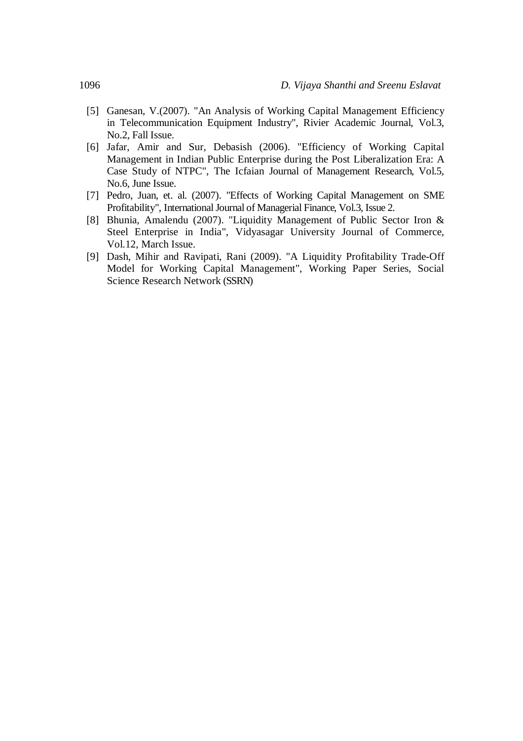[5] Ganesan, V.(2007). "An Analysis of Working Capital Management Efficiency in Telecommunication Equipment Industry", Rivier Academic Journal, Vol.3, No.2, Fall Issue.

[6] Jafar, Amir and Sur, Debasish (2006). "Efficiency of Working Capital Management in Indian Public Enterprise during the Post Liberalization Era: A Case Study of NTPC", The Icfaian Journal of Management Research, Vol.5, No.6, June Issue.

[7] Pedro, Juan, et. al. (2007). "Effects of Working Capital Management on SME Profitability", International Journal of Managerial Finance, Vol.3, Issue 2.

[8] Bhunia, Amalendu (2007). "Liquidity Management of Public Sector Iron & Steel Enterprise in India", Vidyasagar University Journal of Commerce, Vol.12, March Issue.

[9] Dash, Mihir and Ravipati, Rani (2009). "A Liquidity Profitability Trade-Off Model for Working Capital Management", Working Paper Series, Social Science Research Network (SSRN)